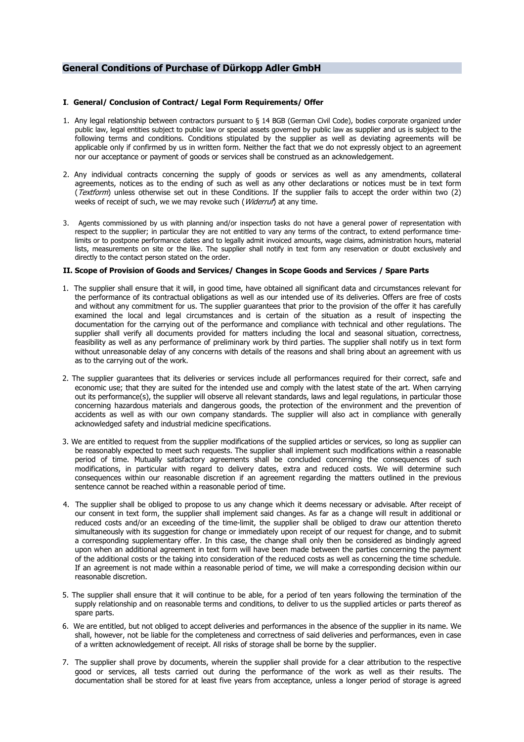## General Conditions of Purchase of Dürkopp Adler GmbH

### I. General/ Conclusion of Contract/ Legal Form Requirements/ Offer

1. Any legal relationship between contractors pursuant to § 14 BGB (German Civil Code), bodies corporate organized under public law, legal entities subject to public law or special assets governed by public law as supplier and us is subject to the following terms and conditions. Conditions stipulated by the supplier as well as deviating agreements will be applicable only if confirmed by us in written form. Neither the fact that we do not expressly object to an agreement nor our acceptance or payment of goods or services shall be construed as an acknowledgement.

2. Any individual contracts concerning the supply of goods or services as well as any amendments, collateral agreements, notices as to the ending of such as well as any other declarations or notices must be in text form (*Textform*) unless otherwise set out in these Conditions. If the supplier fails to accept the order within two (2) weeks of receipt of such, we we may revoke such (*Widerruf*) at any time.

3. Agents commissioned by us with planning and/or inspection tasks do not have a general power of representation with respect to the supplier; in particular they are not entitled to vary any terms of the contract, to extend performance time-limits or to postpone performance dates and to legally admit invoiced amounts, wage claims, administration hours, material lists, measurements on site or the like. The supplier shall notify in text form any reservation or doubt exclusively and directly to the contact person stated on the order.

### II. Scope of Provision of Goods and Services/ Changes in Scope Goods and Services / Spare Parts

1. The supplier shall ensure that it will, in good time, have obtained all significant data and circumstances relevant for the performance of its contractual obligations as well as our intended use of its deliveries. Offers are free of costs and without any commitment for us. The supplier guarantees that prior to the provision of the offer it has carefully examined the local and legal circumstances and is certain of the situation as a result of inspecting the documentation for the carrying out of the performance and compliance with technical and other regulations. The supplier shall verify all documents provided for matters including the local and seasonal situation, correctness, feasibility as well as any performance of preliminary work by third parties. The supplier shall notify us in text form without unreasonable delay of any concerns with details of the reasons and shall bring about an agreement with us as to the carrying out of the work.

2. The supplier guarantees that its deliveries or services include all performances required for their correct, safe and economic use; that they are suited for the intended use and comply with the latest state of the art. When carrying out its performance(s), the supplier will observe all relevant standards, laws and legal regulations, in particular those concerning hazardous materials and dangerous goods, the protection of the environment and the prevention of accidents as well as with our own company standards. The supplier will also act in compliance with generally acknowledged safety and industrial medicine specifications.

3. We are entitled to request from the supplier modifications of the supplied articles or services, so long as supplier can be reasonably expected to meet such requests. The supplier shall implement such modifications within a reasonable period of time. Mutually satisfactory agreements shall be concluded concerning the consequences of such modifications, in particular with regard to delivery dates, extra and reduced costs. We will determine such consequences within our reasonable discretion if an agreement regarding the matters outlined in the previous sentence cannot be reached within a reasonable period of time.

4. The supplier shall be obliged to propose to us any change which it deems necessary or advisable. After receipt of our consent in text form, the supplier shall implement said changes. As far as a change will result in additional or reduced costs and/or an exceeding of the time-limit, the supplier shall be obliged to draw our attention thereto simultaneously with its suggestion for change or immediately upon receipt of our request for change, and to submit a corresponding supplementary offer. In this case, the change shall only then be considered as bindingly agreed upon when an additional agreement in text form will have been made between the parties concerning the payment of the additional costs or the taking into consideration of the reduced costs as well as concerning the time schedule. If an agreement is not made within a reasonable period of time, we will make a corresponding decision within our reasonable discretion.

5. The supplier shall ensure that it will continue to be able, for a period of ten years following the termination of the supply relationship and on reasonable terms and conditions, to deliver to us the supplied articles or parts thereof as spare parts.

6. We are entitled, but not obliged to accept deliveries and performances in the absence of the supplier in its name. We shall, however, not be liable for the completeness and correctness of said deliveries and performances, even in case of a written acknowledgement of receipt. All risks of storage shall be borne by the supplier.

7. The supplier shall prove by documents, wherein the supplier shall provide for a clear attribution to the respective good or services, all tests carried out during the performance of the work as well as their results. The documentation shall be stored for at least five years from acceptance, unless a longer period of storage is agreed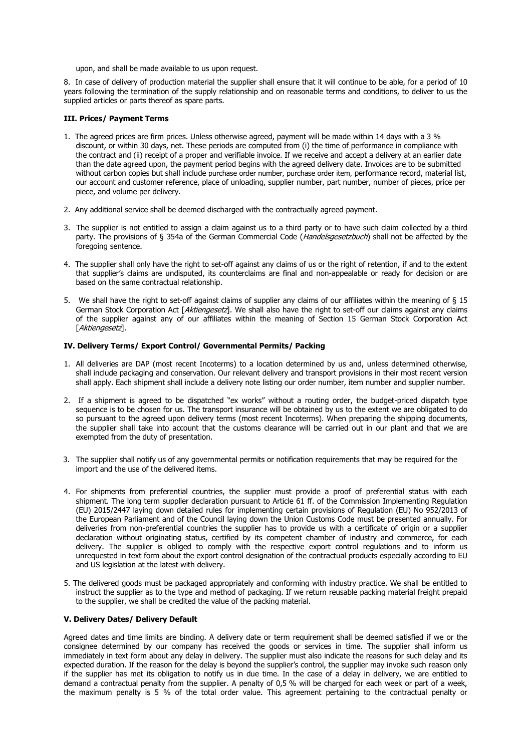upon, and shall be made available to us upon request.

8. In case of delivery of production material the supplier shall ensure that it will continue to be able, for a period of 10 years following the termination of the supply relationship and on reasonable terms and conditions, to deliver to us the supplied articles or parts thereof as spare parts.

### III. Prices/ Payment Terms

1. The agreed prices are firm prices. Unless otherwise agreed, payment will be made within 14 days with a 3 % discount, or within 30 days, net. These periods are computed from (i) the time of performance in compliance with the contract and (ii) receipt of a proper and verifiable invoice. If we receive and accept a delivery at an earlier date than the date agreed upon, the payment period begins with the agreed delivery date. Invoices are to be submitted without carbon copies but shall include purchase order number, purchase order item, performance record, material list, our account and customer reference, place of unloading, supplier number, part number, number of pieces, price per piece, and volume per delivery.

2. Any additional service shall be deemed discharged with the contractually agreed payment.

3. The supplier is not entitled to assign a claim against us to a third party or to have such claim collected by a third party. The provisions of § 354a of the German Commercial Code (*Handelsgesetzbuch*) shall not be affected by the foregoing sentence.

4. The supplier shall only have the right to set-off against any claims of us or the right of retention, if and to the extent that supplier's claims are undisputed, its counterclaims are final and non-appealable or ready for decision or are based on the same contractual relationship.

5. We shall have the right to set-off against claims of supplier any claims of our affiliates within the meaning of § 15 German Stock Corporation Act [*Aktiengesetz*]. We shall also have the right to set-off our claims against any claims of the supplier against any of our affiliates within the meaning of Section 15 German Stock Corporation Act [*Aktiengesetz*].

### IV. Delivery Terms/ Export Control/ Governmental Permits/ Packing

1. All deliveries are DAP (most recent Incoterms) to a location determined by us and, unless determined otherwise, shall include packaging and conservation. Our relevant delivery and transport provisions in their most recent version shall apply. Each shipment shall include a delivery note listing our order number, item number and supplier number.

2. If a shipment is agreed to be dispatched "ex works" without a routing order, the budget-priced dispatch type sequence is to be chosen for us. The transport insurance will be obtained by us to the extent we are obligated to do so pursuant to the agreed upon delivery terms (most recent Incoterms). When preparing the shipping documents, the supplier shall take into account that the customs clearance will be carried out in our plant and that we are exempted from the duty of presentation.

3. The supplier shall notify us of any governmental permits or notification requirements that may be required for the import and the use of the delivered items.

4. For shipments from preferential countries, the supplier must provide a proof of preferential status with each shipment. The long term supplier declaration pursuant to Article 61 ff. of the Commission Implementing Regulation (EU) 2015/2447 laying down detailed rules for implementing certain provisions of Regulation (EU) No 952/2013 of the European Parliament and of the Council laying down the Union Customs Code must be presented annually. For deliveries from non-preferential countries the supplier has to provide us with a certificate of origin or a supplier declaration without originating status, certified by its competent chamber of industry and commerce, for each delivery. The supplier is obliged to comply with the respective export control regulations and to inform us unrequested in text form about the export control designation of the contractual products especially according to EU and US legislation at the latest with delivery.

5. The delivered goods must be packaged appropriately and conforming with industry practice. We shall be entitled to instruct the supplier as to the type and method of packaging. If we return reusable packing material freight prepaid to the supplier, we shall be credited the value of the packing material.

### V. Delivery Dates/ Delivery Default

Agreed dates and time limits are binding. A delivery date or term requirement shall be deemed satisfied if we or the consignee determined by our company has received the goods or services in time. The supplier shall inform us immediately in text form about any delay in delivery. The supplier must also indicate the reasons for such delay and its expected duration. If the reason for the delay is beyond the supplier's control, the supplier may invoke such reason only if the supplier has met its obligation to notify us in due time. In the case of a delay in delivery, we are entitled to demand a contractual penalty from the supplier. A penalty of 0,5 % will be charged for each week or part of a week, the maximum penalty is 5 % of the total order value. This agreement pertaining to the contractual penalty or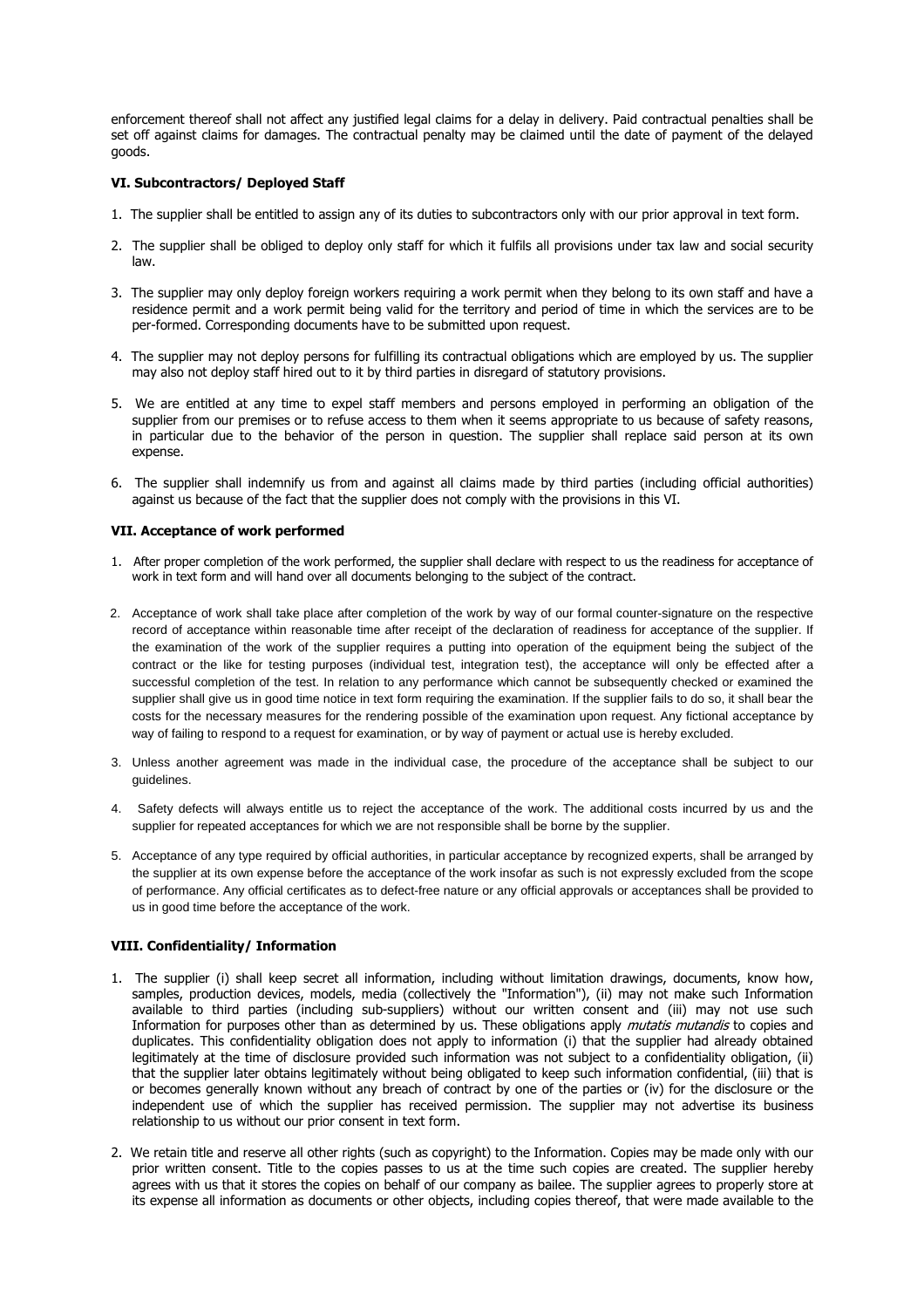enforcement thereof shall not affect any justified legal claims for a delay in delivery. Paid contractual penalties shall be set off against claims for damages. The contractual penalty may be claimed until the date of payment of the delayed goods.

### VI. Subcontractors/ Deployed Staff

1. The supplier shall be entitled to assign any of its duties to subcontractors only with our prior approval in text form.
2. The supplier shall be obliged to deploy only staff for which it fulfils all provisions under tax law and social security law.
3. The supplier may only deploy foreign workers requiring a work permit when they belong to its own staff and have a residence permit and a work permit being valid for the territory and period of time in which the services are to be per-formed. Corresponding documents have to be submitted upon request.
4. The supplier may not deploy persons for fulfilling its contractual obligations which are employed by us. The supplier may also not deploy staff hired out to it by third parties in disregard of statutory provisions.
5. We are entitled at any time to expel staff members and persons employed in performing an obligation of the supplier from our premises or to refuse access to them when it seems appropriate to us because of safety reasons, in particular due to the behavior of the person in question. The supplier shall replace said person at its own expense.
6. The supplier shall indemnify us from and against all claims made by third parties (including official authorities) against us because of the fact that the supplier does not comply with the provisions in this VI.

### VII. Acceptance of work performed

1. After proper completion of the work performed, the supplier shall declare with respect to us the readiness for acceptance of work in text form and will hand over all documents belonging to the subject of the contract.
2. Acceptance of work shall take place after completion of the work by way of our formal counter-signature on the respective record of acceptance within reasonable time after receipt of the declaration of readiness for acceptance of the supplier. If the examination of the work of the supplier requires a putting into operation of the equipment being the subject of the contract or the like for testing purposes (individual test, integration test), the acceptance will only be effected after a successful completion of the test. In relation to any performance which cannot be subsequently checked or examined the supplier shall give us in good time notice in text form requiring the examination. If the supplier fails to do so, it shall bear the costs for the necessary measures for the rendering possible of the examination upon request. Any fictional acceptance by way of failing to respond to a request for examination, or by way of payment or actual use is hereby excluded.
3. Unless another agreement was made in the individual case, the procedure of the acceptance shall be subject to our guidelines.
4. Safety defects will always entitle us to reject the acceptance of the work. The additional costs incurred by us and the supplier for repeated acceptances for which we are not responsible shall be borne by the supplier.
5. Acceptance of any type required by official authorities, in particular acceptance by recognized experts, shall be arranged by the supplier at its own expense before the acceptance of the work insofar as such is not expressly excluded from the scope of performance. Any official certificates as to defect-free nature or any official approvals or acceptances shall be provided to us in good time before the acceptance of the work.

### VIII. Confidentiality/ Information

1. The supplier (i) shall keep secret all information, including without limitation drawings, documents, know how, samples, production devices, models, media (collectively the "Information"), (ii) may not make such Information available to third parties (including sub-suppliers) without our written consent and (iii) may not use such Information for purposes other than as determined by us. These obligations apply *mutatis mutandis* to copies and duplicates. This confidentiality obligation does not apply to information (i) that the supplier had already obtained legitimately at the time of disclosure provided such information was not subject to a confidentiality obligation, (ii) that the supplier later obtains legitimately without being obligated to keep such information confidential, (iii) that is or becomes generally known without any breach of contract by one of the parties or (iv) for the disclosure or the independent use of which the supplier has received permission. The supplier may not advertise its business relationship to us without our prior consent in text form.
2. We retain title and reserve all other rights (such as copyright) to the Information. Copies may be made only with our prior written consent. Title to the copies passes to us at the time such copies are created. The supplier hereby agrees with us that it stores the copies on behalf of our company as bailee. The supplier agrees to properly store at its expense all information as documents or other objects, including copies thereof, that were made available to the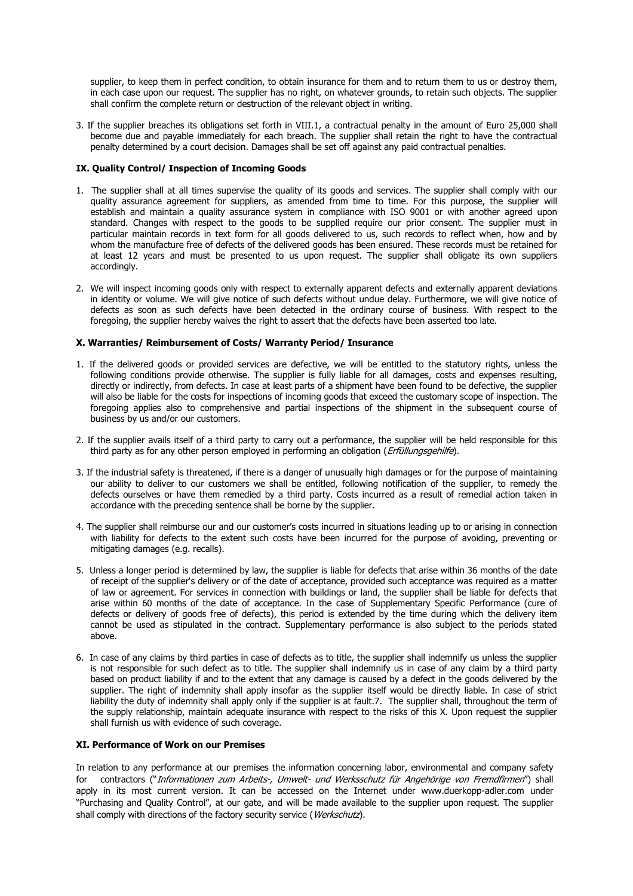supplier, to keep them in perfect condition, to obtain insurance for them and to return them to us or destroy them, in each case upon our request. The supplier has no right, on whatever grounds, to retain such objects. The supplier shall confirm the complete return or destruction of the relevant object in writing.

3. If the supplier breaches its obligations set forth in VIII.1, a contractual penalty in the amount of Euro 25,000 shall become due and payable immediately for each breach. The supplier shall retain the right to have the contractual penalty determined by a court decision. Damages shall be set off against any paid contractual penalties.

### IX. Quality Control/ Inspection of Incoming Goods

1. The supplier shall at all times supervise the quality of its goods and services. The supplier shall comply with our quality assurance agreement for suppliers, as amended from time to time. For this purpose, the supplier will establish and maintain a quality assurance system in compliance with ISO 9001 or with another agreed upon standard. Changes with respect to the goods to be supplied require our prior consent. The supplier must in particular maintain records in text form for all goods delivered to us, such records to reflect when, how and by whom the manufacture free of defects of the delivered goods has been ensured. These records must be retained for at least 12 years and must be presented to us upon request. The supplier shall obligate its own suppliers accordingly.

2. We will inspect incoming goods only with respect to externally apparent defects and externally apparent deviations in identity or volume. We will give notice of such defects without undue delay. Furthermore, we will give notice of defects as soon as such defects have been detected in the ordinary course of business. With respect to the foregoing, the supplier hereby waives the right to assert that the defects have been asserted too late.

### X. Warranties/ Reimbursement of Costs/ Warranty Period/ Insurance

1. If the delivered goods or provided services are defective, we will be entitled to the statutory rights, unless the following conditions provide otherwise. The supplier is fully liable for all damages, costs and expenses resulting, directly or indirectly, from defects. In case at least parts of a shipment have been found to be defective, the supplier will also be liable for the costs for inspections of incoming goods that exceed the customary scope of inspection. The foregoing applies also to comprehensive and partial inspections of the shipment in the subsequent course of business by us and/or our customers.

2. If the supplier avails itself of a third party to carry out a performance, the supplier will be held responsible for this third party as for any other person employed in performing an obligation (*Erfüllungsgehilfe*).

3. If the industrial safety is threatened, if there is a danger of unusually high damages or for the purpose of maintaining our ability to deliver to our customers we shall be entitled, following notification of the supplier, to remedy the defects ourselves or have them remedied by a third party. Costs incurred as a result of remedial action taken in accordance with the preceding sentence shall be borne by the supplier.

4. The supplier shall reimburse our and our customer's costs incurred in situations leading up to or arising in connection with liability for defects to the extent such costs have been incurred for the purpose of avoiding, preventing or mitigating damages (e.g. recalls).

5. Unless a longer period is determined by law, the supplier is liable for defects that arise within 36 months of the date of receipt of the supplier's delivery or of the date of acceptance, provided such acceptance was required as a matter of law or agreement. For services in connection with buildings or land, the supplier shall be liable for defects that arise within 60 months of the date of acceptance. In the case of Supplementary Specific Performance (cure of defects or delivery of goods free of defects), this period is extended by the time during which the delivery item cannot be used as stipulated in the contract. Supplementary performance is also subject to the periods stated above.

6. In case of any claims by third parties in case of defects as to title, the supplier shall indemnify us unless the supplier is not responsible for such defect as to title. The supplier shall indemnify us in case of any claim by a third party based on product liability if and to the extent that any damage is caused by a defect in the goods delivered by the supplier. The right of indemnity shall apply insofar as the supplier itself would be directly liable. In case of strict liability the duty of indemnity shall apply only if the supplier is at fault.7. The supplier shall, throughout the term of the supply relationship, maintain adequate insurance with respect to the risks of this X. Upon request the supplier shall furnish us with evidence of such coverage.

### XI. Performance of Work on our Premises

In relation to any performance at our premises the information concerning labor, environmental and company safety for contractors ("*Informationen zum Arbeits-, Umwelt- und Werksschutz für Angehörige von Fremdfirmen*") shall apply in its most current version. It can be accessed on the Internet under www.duerkopp-adler.com under "Purchasing and Quality Control", at our gate, and will be made available to the supplier upon request. The supplier shall comply with directions of the factory security service (*Werkschutz*).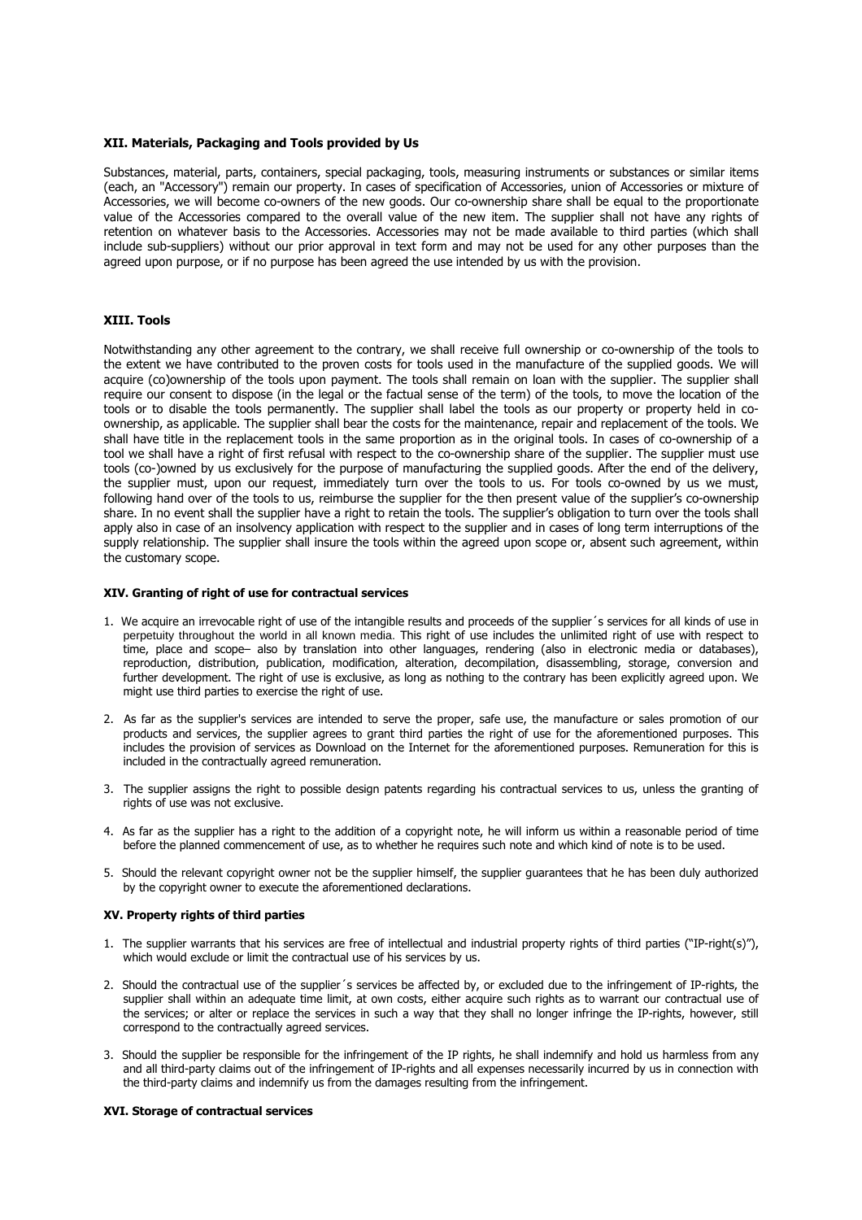### XII. Materials, Packaging and Tools provided by Us

Substances, material, parts, containers, special packaging, tools, measuring instruments or substances or similar items (each, an "Accessory") remain our property. In cases of specification of Accessories, union of Accessories or mixture of Accessories, we will become co-owners of the new goods. Our co-ownership share shall be equal to the proportionate value of the Accessories compared to the overall value of the new item. The supplier shall not have any rights of retention on whatever basis to the Accessories. Accessories may not be made available to third parties (which shall include sub-suppliers) without our prior approval in text form and may not be used for any other purposes than the agreed upon purpose, or if no purpose has been agreed the use intended by us with the provision.

### XIII. Tools

Notwithstanding any other agreement to the contrary, we shall receive full ownership or co-ownership of the tools to the extent we have contributed to the proven costs for tools used in the manufacture of the supplied goods. We will acquire (co)ownership of the tools upon payment. The tools shall remain on loan with the supplier. The supplier shall require our consent to dispose (in the legal or the factual sense of the term) of the tools, to move the location of the tools or to disable the tools permanently. The supplier shall label the tools as our property or property held in co-ownership, as applicable. The supplier shall bear the costs for the maintenance, repair and replacement of the tools. We shall have title in the replacement tools in the same proportion as in the original tools. In cases of co-ownership of a tool we shall have a right of first refusal with respect to the co-ownership share of the supplier. The supplier must use tools (co-)owned by us exclusively for the purpose of manufacturing the supplied goods. After the end of the delivery, the supplier must, upon our request, immediately turn over the tools to us. For tools co-owned by us we must, following hand over of the tools to us, reimburse the supplier for the then present value of the supplier's co-ownership share. In no event shall the supplier have a right to retain the tools. The supplier's obligation to turn over the tools shall apply also in case of an insolvency application with respect to the supplier and in cases of long term interruptions of the supply relationship. The supplier shall insure the tools within the agreed upon scope or, absent such agreement, within the customary scope.

### XIV. Granting of right of use for contractual services

1. We acquire an irrevocable right of use of the intangible results and proceeds of the supplier´s services for all kinds of use in perpetuity throughout the world in all known media. This right of use includes the unlimited right of use with respect to time, place and scope– also by translation into other languages, rendering (also in electronic media or databases), reproduction, distribution, publication, modification, alteration, decompilation, disassembling, storage, conversion and further development. The right of use is exclusive, as long as nothing to the contrary has been explicitly agreed upon. We might use third parties to exercise the right of use.

2. As far as the supplier's services are intended to serve the proper, safe use, the manufacture or sales promotion of our products and services, the supplier agrees to grant third parties the right of use for the aforementioned purposes. This includes the provision of services as Download on the Internet for the aforementioned purposes. Remuneration for this is included in the contractually agreed remuneration.

3. The supplier assigns the right to possible design patents regarding his contractual services to us, unless the granting of rights of use was not exclusive.

4. As far as the supplier has a right to the addition of a copyright note, he will inform us within a reasonable period of time before the planned commencement of use, as to whether he requires such note and which kind of note is to be used.

5. Should the relevant copyright owner not be the supplier himself, the supplier guarantees that he has been duly authorized by the copyright owner to execute the aforementioned declarations.

### XV. Property rights of third parties

1. The supplier warrants that his services are free of intellectual and industrial property rights of third parties ("IP-right(s)"), which would exclude or limit the contractual use of his services by us.

2. Should the contractual use of the supplier´s services be affected by, or excluded due to the infringement of IP-rights, the supplier shall within an adequate time limit, at own costs, either acquire such rights as to warrant our contractual use of the services; or alter or replace the services in such a way that they shall no longer infringe the IP-rights, however, still correspond to the contractually agreed services.

3. Should the supplier be responsible for the infringement of the IP rights, he shall indemnify and hold us harmless from any and all third-party claims out of the infringement of IP-rights and all expenses necessarily incurred by us in connection with the third-party claims and indemnify us from the damages resulting from the infringement.

### XVI. Storage of contractual services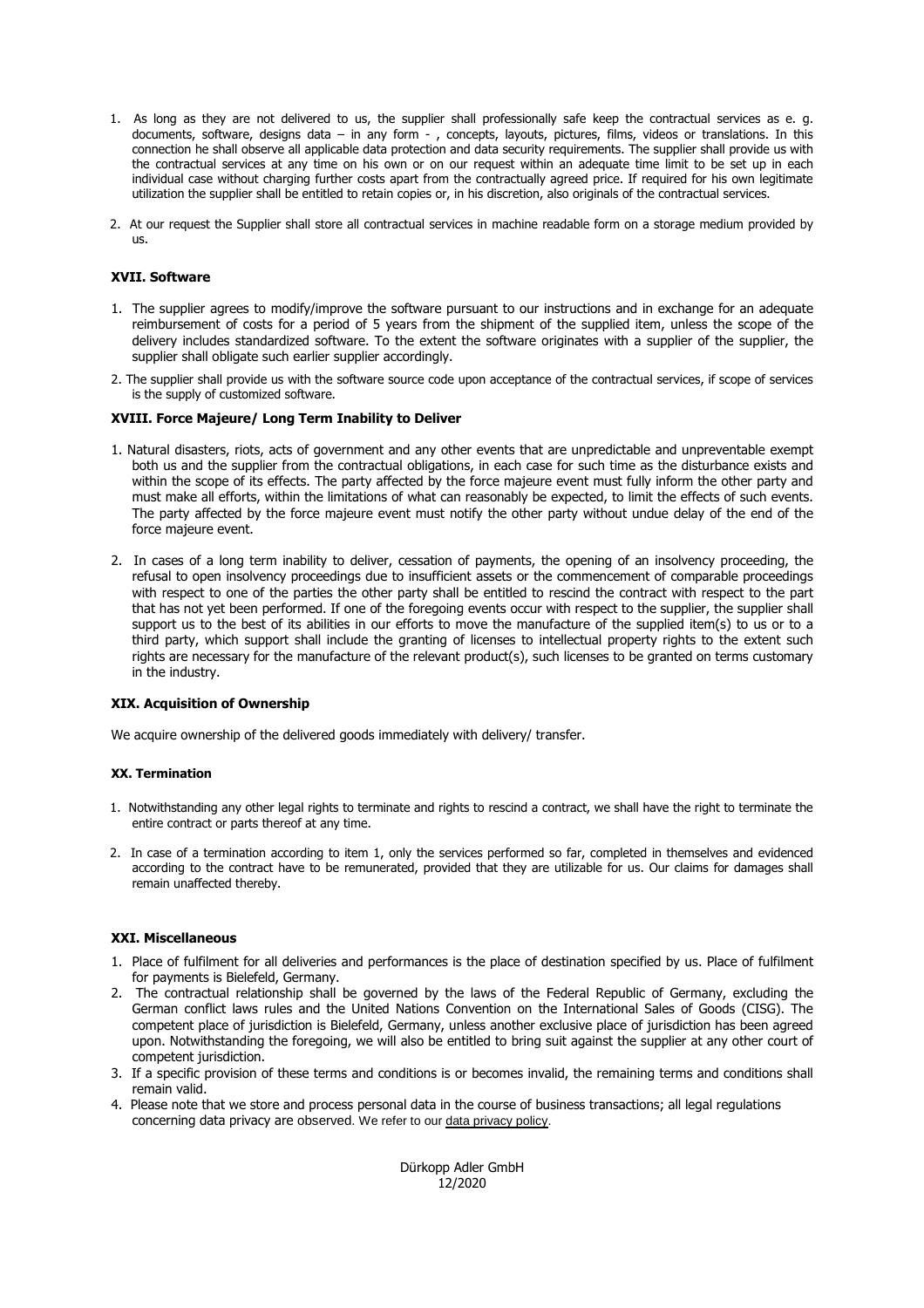1. As long as they are not delivered to us, the supplier shall professionally safe keep the contractual services as e. g. documents, software, designs data – in any form - , concepts, layouts, pictures, films, videos or translations. In this connection he shall observe all applicable data protection and data security requirements. The supplier shall provide us with the contractual services at any time on his own or on our request within an adequate time limit to be set up in each individual case without charging further costs apart from the contractually agreed price. If required for his own legitimate utilization the supplier shall be entitled to retain copies or, in his discretion, also originals of the contractual services.
2. At our request the Supplier shall store all contractual services in machine readable form on a storage medium provided by us.

### XVII. Software

1. The supplier agrees to modify/improve the software pursuant to our instructions and in exchange for an adequate reimbursement of costs for a period of 5 years from the shipment of the supplied item, unless the scope of the delivery includes standardized software. To the extent the software originates with a supplier of the supplier, the supplier shall obligate such earlier supplier accordingly.
2. The supplier shall provide us with the software source code upon acceptance of the contractual services, if scope of services is the supply of customized software.

### XVIII. Force Majeure/ Long Term Inability to Deliver

1. Natural disasters, riots, acts of government and any other events that are unpredictable and unpreventable exempt both us and the supplier from the contractual obligations, in each case for such time as the disturbance exists and within the scope of its effects. The party affected by the force majeure event must fully inform the other party and must make all efforts, within the limitations of what can reasonably be expected, to limit the effects of such events. The party affected by the force majeure event must notify the other party without undue delay of the end of the force majeure event.
2. In cases of a long term inability to deliver, cessation of payments, the opening of an insolvency proceeding, the refusal to open insolvency proceedings due to insufficient assets or the commencement of comparable proceedings with respect to one of the parties the other party shall be entitled to rescind the contract with respect to the part that has not yet been performed. If one of the foregoing events occur with respect to the supplier, the supplier shall support us to the best of its abilities in our efforts to move the manufacture of the supplied item(s) to us or to a third party, which support shall include the granting of licenses to intellectual property rights to the extent such rights are necessary for the manufacture of the relevant product(s), such licenses to be granted on terms customary in the industry.

### XIX. Acquisition of Ownership

We acquire ownership of the delivered goods immediately with delivery/ transfer.

### XX. Termination

1. Notwithstanding any other legal rights to terminate and rights to rescind a contract, we shall have the right to terminate the entire contract or parts thereof at any time.
2. In case of a termination according to item 1, only the services performed so far, completed in themselves and evidenced according to the contract have to be remunerated, provided that they are utilizable for us. Our claims for damages shall remain unaffected thereby.

### XXI. Miscellaneous

1. Place of fulfilment for all deliveries and performances is the place of destination specified by us. Place of fulfilment for payments is Bielefeld, Germany.
2. The contractual relationship shall be governed by the laws of the Federal Republic of Germany, excluding the German conflict laws rules and the United Nations Convention on the International Sales of Goods (CISG). The competent place of jurisdiction is Bielefeld, Germany, unless another exclusive place of jurisdiction has been agreed upon. Notwithstanding the foregoing, we will also be entitled to bring suit against the supplier at any other court of competent jurisdiction.
3. If a specific provision of these terms and conditions is or becomes invalid, the remaining terms and conditions shall remain valid.
4. Please note that we store and process personal data in the course of business transactions; all legal regulations concerning data privacy are observed. We refer to our data privacy policy.

Dürkopp Adler GmbH
12/2020